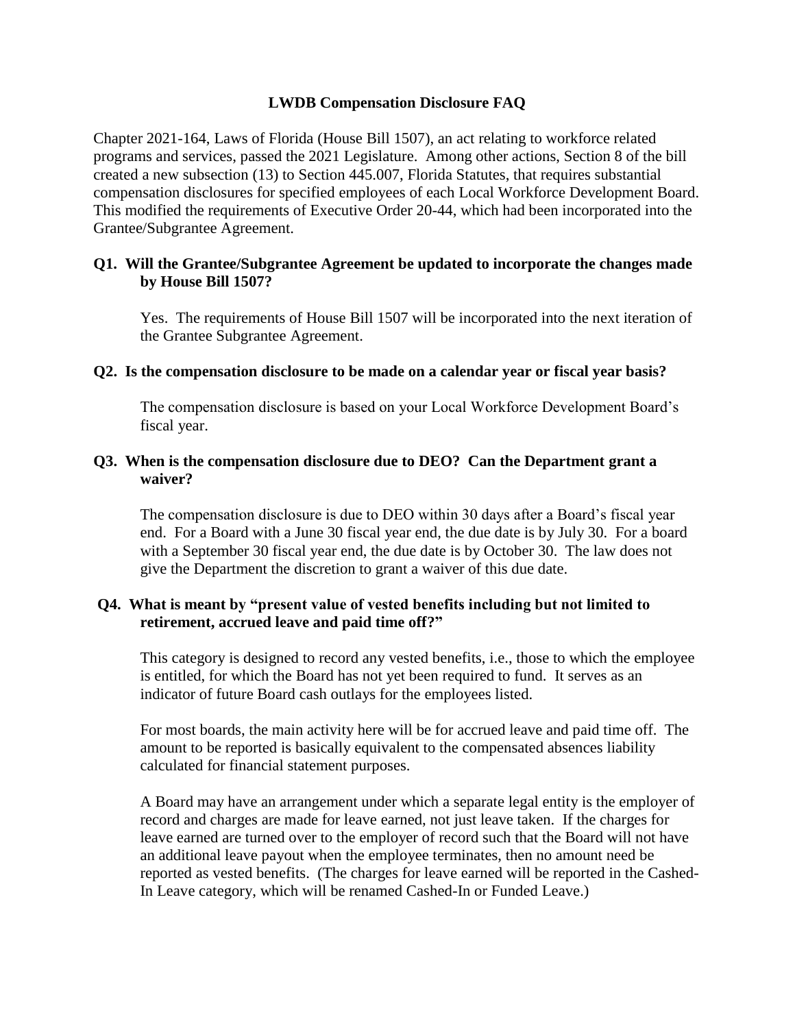# LWDB Compensation Disclosure FAQ

Chapter 2021-164, Laws of Florida (House Bill 1507), an act relating to workforce related programs and services, passed the 2021 Legislature. Among other actions, Section 8 of the bill created a new subsection (13) to Section 445.007, Florida Statutes, that requires substantial compensation disclosures for specified employees of each Local Workforce Development Board. This modified the requirements of Executive Order 20-44, which had been incorporated into the Grantee/Subgrantee Agreement.

**Q1. Will the Grantee/Subgrantee Agreement be updated to incorporate the changes made by House Bill 1507?**

Yes. The requirements of House Bill 1507 will be incorporated into the next iteration of the Grantee Subgrantee Agreement.

**Q2. Is the compensation disclosure to be made on a calendar year or fiscal year basis?**

The compensation disclosure is based on your Local Workforce Development Board's fiscal year.

**Q3. When is the compensation disclosure due to DEO? Can the Department grant a waiver?**

The compensation disclosure is due to DEO within 30 days after a Board's fiscal year end. For a Board with a June 30 fiscal year end, the due date is by July 30. For a board with a September 30 fiscal year end, the due date is by October 30. The law does not give the Department the discretion to grant a waiver of this due date.

**Q4. What is meant by "present value of vested benefits including but not limited to retirement, accrued leave and paid time off?"**

This category is designed to record any vested benefits, i.e., those to which the employee is entitled, for which the Board has not yet been required to fund. It serves as an indicator of future Board cash outlays for the employees listed.

For most boards, the main activity here will be for accrued leave and paid time off. The amount to be reported is basically equivalent to the compensated absences liability calculated for financial statement purposes.

A Board may have an arrangement under which a separate legal entity is the employer of record and charges are made for leave earned, not just leave taken. If the charges for leave earned are turned over to the employer of record such that the Board will not have an additional leave payout when the employee terminates, then no amount need be reported as vested benefits. (The charges for leave earned will be reported in the Cashed-In Leave category, which will be renamed Cashed-In or Funded Leave.)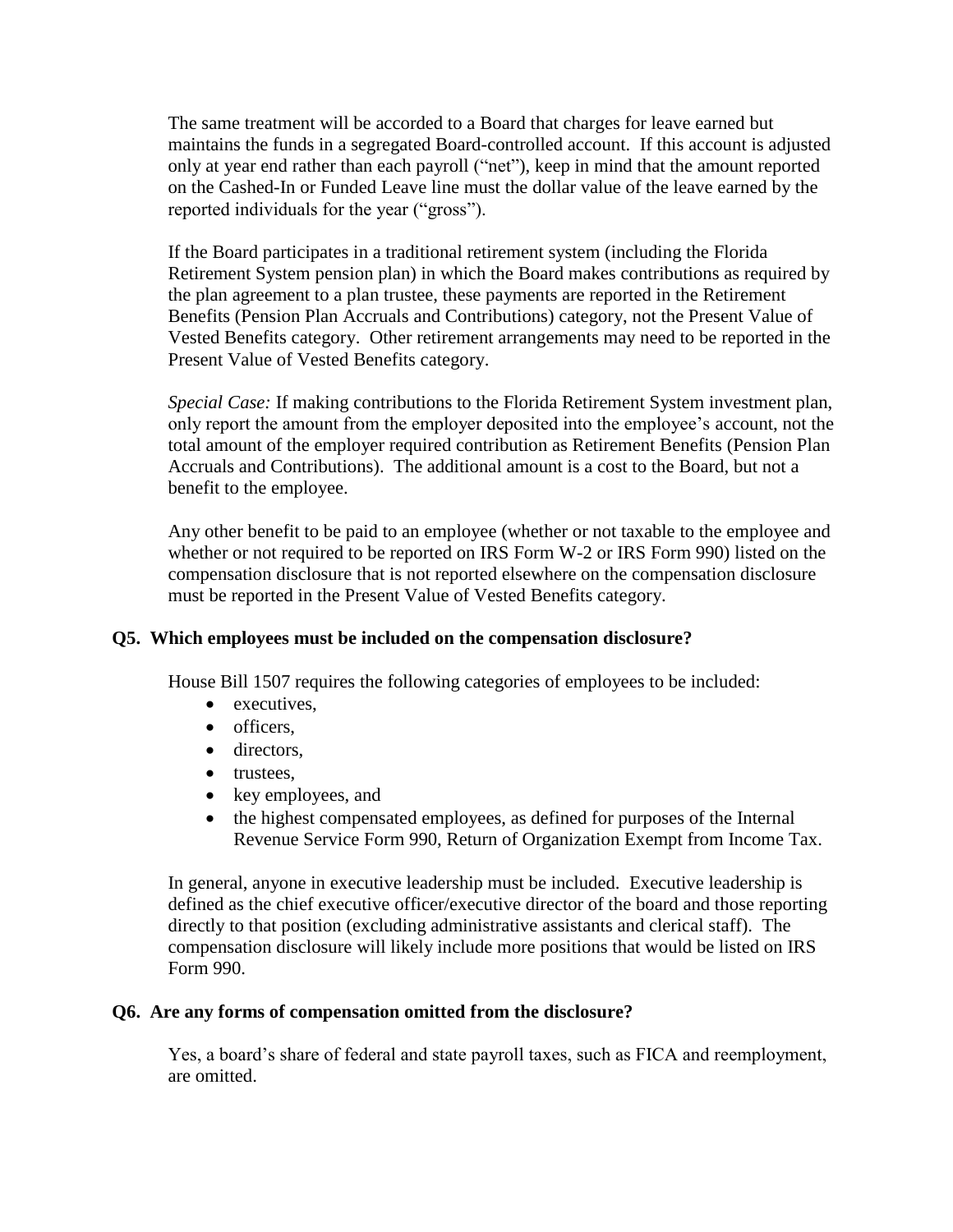The same treatment will be accorded to a Board that charges for leave earned but maintains the funds in a segregated Board-controlled account. If this account is adjusted only at year end rather than each payroll ("net"), keep in mind that the amount reported on the Cashed-In or Funded Leave line must the dollar value of the leave earned by the reported individuals for the year ("gross").

If the Board participates in a traditional retirement system (including the Florida Retirement System pension plan) in which the Board makes contributions as required by the plan agreement to a plan trustee, these payments are reported in the Retirement Benefits (Pension Plan Accruals and Contributions) category, not the Present Value of Vested Benefits category. Other retirement arrangements may need to be reported in the Present Value of Vested Benefits category.

*Special Case:* If making contributions to the Florida Retirement System investment plan, only report the amount from the employer deposited into the employee's account, not the total amount of the employer required contribution as Retirement Benefits (Pension Plan Accruals and Contributions). The additional amount is a cost to the Board, but not a benefit to the employee.

Any other benefit to be paid to an employee (whether or not taxable to the employee and whether or not required to be reported on IRS Form W-2 or IRS Form 990) listed on the compensation disclosure that is not reported elsewhere on the compensation disclosure must be reported in the Present Value of Vested Benefits category.

**Q5. Which employees must be included on the compensation disclosure?**

House Bill 1507 requires the following categories of employees to be included:

- executives,
- officers,
- directors,
- trustees,
- key employees, and
- the highest compensated employees, as defined for purposes of the Internal Revenue Service Form 990, Return of Organization Exempt from Income Tax.

In general, anyone in executive leadership must be included. Executive leadership is defined as the chief executive officer/executive director of the board and those reporting directly to that position (excluding administrative assistants and clerical staff). The compensation disclosure will likely include more positions that would be listed on IRS Form 990.

**Q6. Are any forms of compensation omitted from the disclosure?**

Yes, a board's share of federal and state payroll taxes, such as FICA and reemployment, are omitted.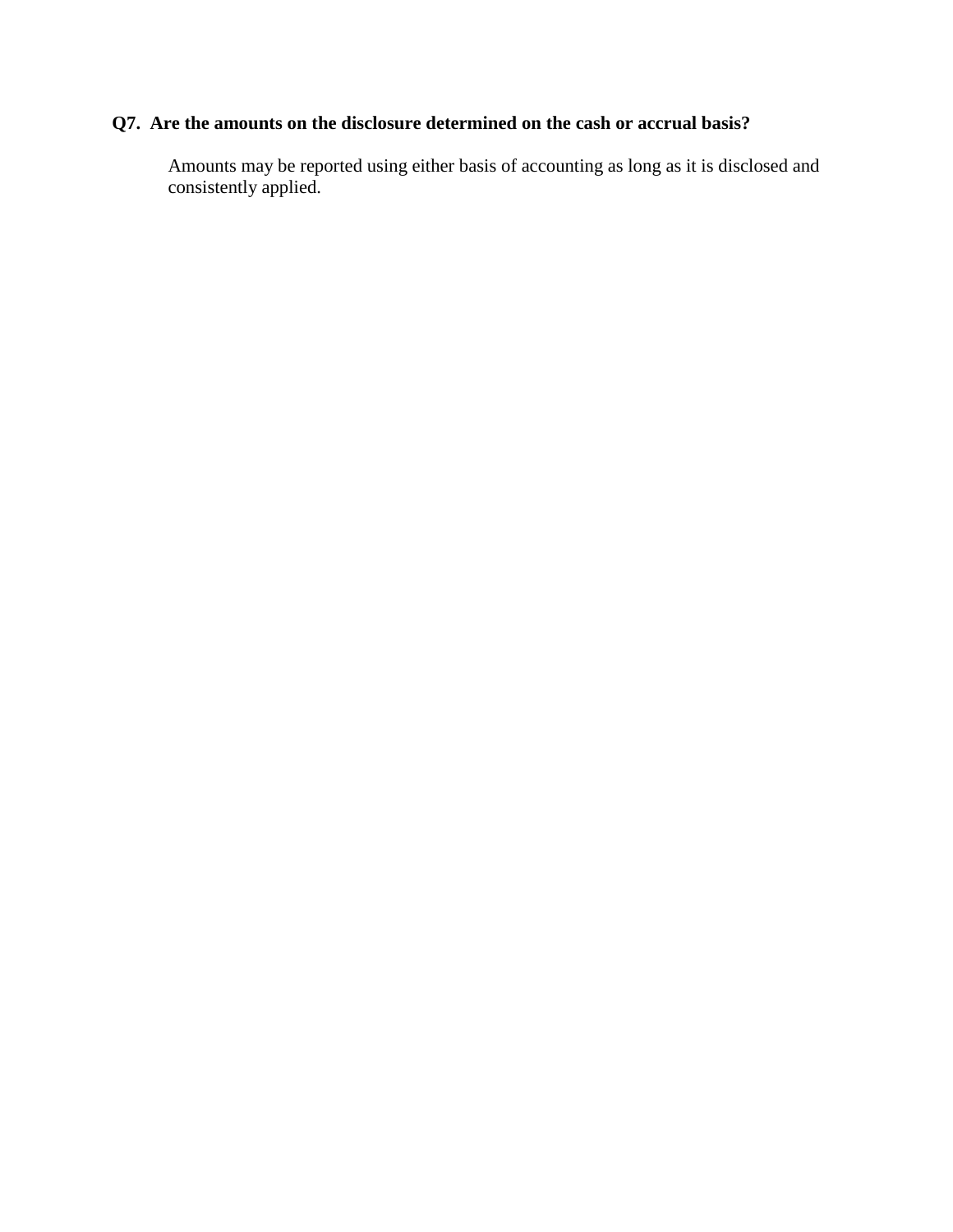**Q7. Are the amounts on the disclosure determined on the cash or accrual basis?**

Amounts may be reported using either basis of accounting as long as it is disclosed and consistently applied.